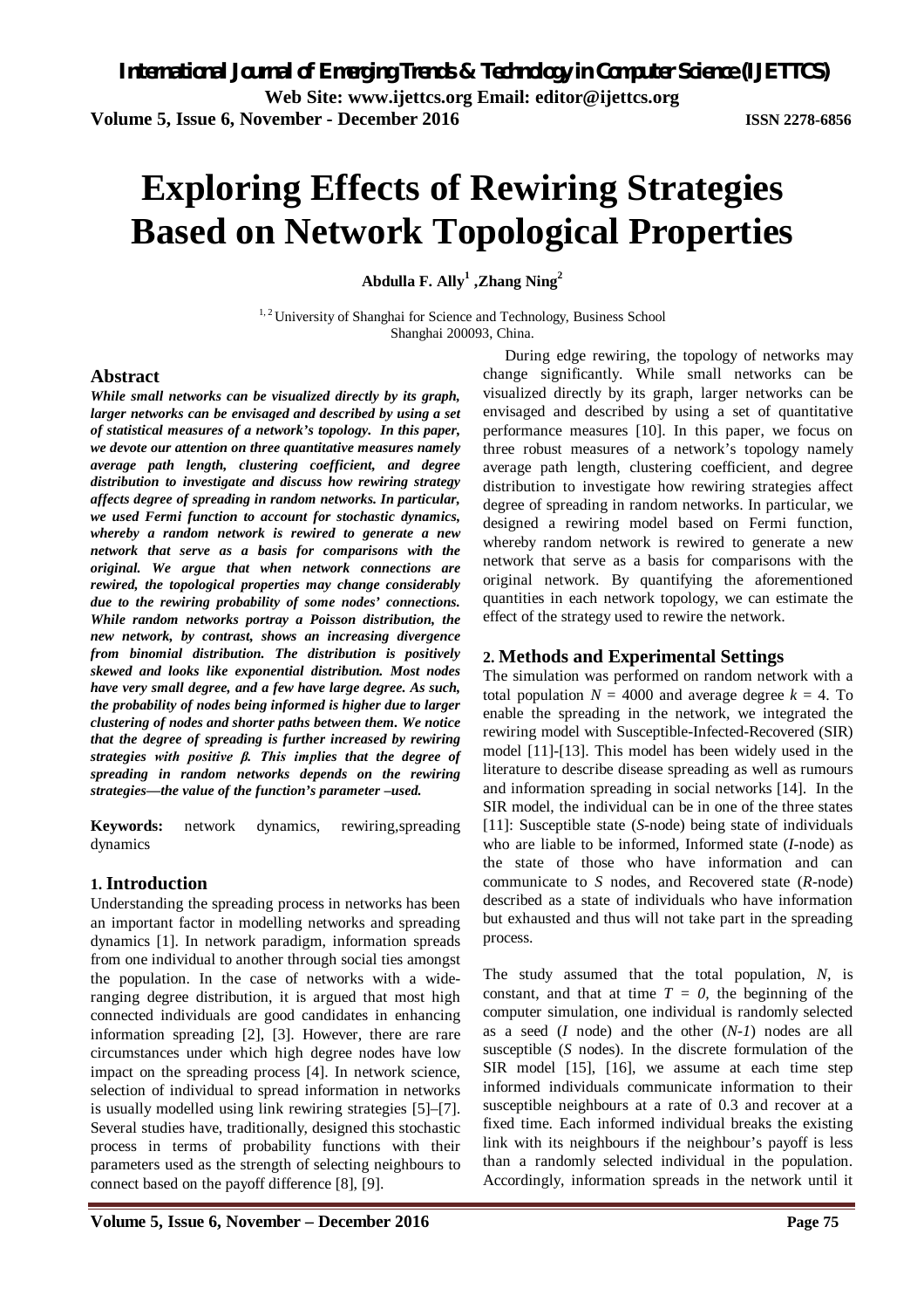# Exploring Effects of Rewiring Strategies Based on Network Topological Properties

**Abdulla F. Ally[1] ,Zhang Ning[2]**

[1, 2] University of Shanghai for Science and Technology, Business School
Shanghai 200093, China.

## Abstract

***While small networks can be visualized directly by its graph, larger networks can be envisaged and described by using a set of statistical measures of a network's topology. In this paper, we devote our attention on three quantitative measures namely average path length, clustering coefficient, and degree distribution to investigate and discuss how rewiring strategy affects degree of spreading in random networks. In particular, we used Fermi function to account for stochastic dynamics, whereby a random network is rewired to generate a new network that serve as a basis for comparisons with the original. We argue that when network connections are rewired, the topological properties may change considerably due to the rewiring probability of some nodes' connections. While random networks portray a Poisson distribution, the new network, by contrast, shows an increasing divergence from binomial distribution. The distribution is positively skewed and looks like exponential distribution. Most nodes have very small degree, and a few have large degree. As such, the probability of nodes being informed is higher due to larger clustering of nodes and shorter paths between them. We notice that the degree of spreading is further increased by rewiring strategies with positive β. This implies that the degree of spreading in random networks depends on the rewiring strategies—the value of the function's parameter –used.***

**Keywords:** network dynamics, rewiring,spreading dynamics

## 1. Introduction

Understanding the spreading process in networks has been an important factor in modelling networks and spreading dynamics [1]. In network paradigm, information spreads from one individual to another through social ties amongst the population. In the case of networks with a wide-ranging degree distribution, it is argued that most high connected individuals are good candidates in enhancing information spreading [2], [3]. However, there are rare circumstances under which high degree nodes have low impact on the spreading process [4]. In network science, selection of individual to spread information in networks is usually modelled using link rewiring strategies [5]–[7]. Several studies have, traditionally, designed this stochastic process in terms of probability functions with their parameters used as the strength of selecting neighbours to connect based on the payoff difference [8], [9].

During edge rewiring, the topology of networks may change significantly. While small networks can be visualized directly by its graph, larger networks can be envisaged and described by using a set of quantitative performance measures [10]. In this paper, we focus on three robust measures of a network's topology namely average path length, clustering coefficient, and degree distribution to investigate how rewiring strategies affect degree of spreading in random networks. In particular, we designed a rewiring model based on Fermi function, whereby random network is rewired to generate a new network that serve as a basis for comparisons with the original network. By quantifying the aforementioned quantities in each network topology, we can estimate the effect of the strategy used to rewire the network.

## 2. Methods and Experimental Settings

The simulation was performed on random network with a total population $N = 4000$ and average degree $k = 4$. To enable the spreading in the network, we integrated the rewiring model with Susceptible-Infected-Recovered (SIR) model [11]-[13]. This model has been widely used in the literature to describe disease spreading as well as rumours and information spreading in social networks [14]. In the SIR model, the individual can be in one of the three states [11]: Susceptible state (*S*-node) being state of individuals who are liable to be informed, Informed state (*I*-node) as the state of those who have information and can communicate to *S* nodes, and Recovered state (*R*-node) described as a state of individuals who have information but exhausted and thus will not take part in the spreading process.

The study assumed that the total population, $N$, is constant, and that at time $T = 0$, the beginning of the computer simulation, one individual is randomly selected as a seed (*I* node) and the other ($N$-$1$) nodes are all susceptible (*S* nodes). In the discrete formulation of the SIR model [15], [16], we assume at each time step informed individuals communicate information to their susceptible neighbours at a rate of 0.3 and recover at a fixed time. Each informed individual breaks the existing link with its neighbours if the neighbour's payoff is less than a randomly selected individual in the population. Accordingly, information spreads in the network until it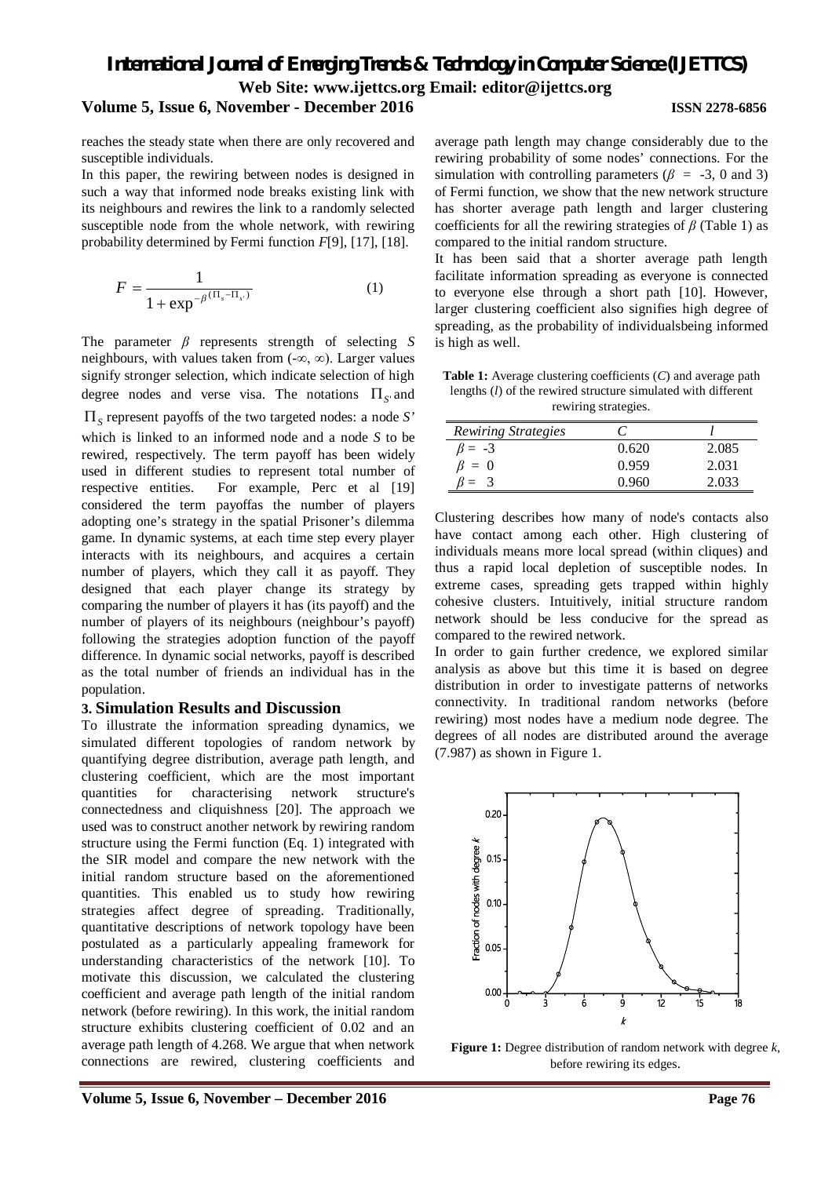reaches the steady state when there are only recovered and susceptible individuals.

In this paper, the rewiring between nodes is designed in such a way that informed node breaks existing link with its neighbours and rewires the link to a randomly selected susceptible node from the whole network, with rewiring probability determined by Fermi function *F*[9], [17], [18].

$$F = \frac{1}{1 + \exp^{-\beta(\Pi_s - \Pi_{s'})}} \quad (1)$$

The parameter $\beta$ represents strength of selecting *S* neighbours, with values taken from $(-\infty, \infty)$. Larger values signify stronger selection, which indicate selection of high degree nodes and verse visa. The notations $\Pi_{S'}$ and $\Pi_S$ represent payoffs of the two targeted nodes: a node *S'* which is linked to an informed node and a node *S* to be rewired, respectively. The term payoff has been widely used in different studies to represent total number of respective entities. For example, Perc et al [19] considered the term payoffas the number of players adopting one's strategy in the spatial Prisoner's dilemma game. In dynamic systems, at each time step every player interacts with its neighbours, and acquires a certain number of players, which they call it as payoff. They designed that each player change its strategy by comparing the number of players it has (its payoff) and the number of players of its neighbours (neighbour's payoff) following the strategies adoption function of the payoff difference. In dynamic social networks, payoff is described as the total number of friends an individual has in the population.

## 3. Simulation Results and Discussion

To illustrate the information spreading dynamics, we simulated different topologies of random network by quantifying degree distribution, average path length, and clustering coefficient, which are the most important quantities for characterising network structure's connectedness and cliquishness [20]. The approach we used was to construct another network by rewiring random structure using the Fermi function (Eq. 1) integrated with the SIR model and compare the new network with the initial random structure based on the aforementioned quantities. This enabled us to study how rewiring strategies affect degree of spreading. Traditionally, quantitative descriptions of network topology have been postulated as a particularly appealing framework for understanding characteristics of the network [10]. To motivate this discussion, we calculated the clustering coefficient and average path length of the initial random network (before rewiring). In this work, the initial random structure exhibits clustering coefficient of 0.02 and an average path length of 4.268. We argue that when network connections are rewired, clustering coefficients and average path length may change considerably due to the rewiring probability of some nodes' connections. For the simulation with controlling parameters ($\beta$ = -3, 0 and 3) of Fermi function, we show that the new network structure has shorter average path length and larger clustering coefficients for all the rewiring strategies of $\beta$ (Table 1) as compared to the initial random structure.

It has been said that a shorter average path length facilitate information spreading as everyone is connected to everyone else through a short path [10]. However, larger clustering coefficient also signifies high degree of spreading, as the probability of individualsbeing informed is high as well.

**Table 1:** Average clustering coefficients (*C*) and average path lengths (*l*) of the rewired structure simulated with different rewiring strategies.

| *Rewiring Strategies* | *C* | *l* |
|---|---|---|
| $\beta$ = -3 | 0.620 | 2.085 |
| $\beta$ = 0 | 0.959 | 2.031 |
| $\beta$ = 3 | 0.960 | 2.033 |

Clustering describes how many of node's contacts also have contact among each other. High clustering of individuals means more local spread (within cliques) and thus a rapid local depletion of susceptible nodes. In extreme cases, spreading gets trapped within highly cohesive clusters. Intuitively, initial structure random network should be less conducive for the spread as compared to the rewired network.

In order to gain further credence, we explored similar analysis as above but this time it is based on degree distribution in order to investigate patterns of networks connectivity. In traditional random networks (before rewiring) most nodes have a medium node degree. The degrees of all nodes are distributed around the average (7.987) as shown in Figure 1.

**Figure 1:** Degree distribution of random network with degree *k*, before rewiring its edges.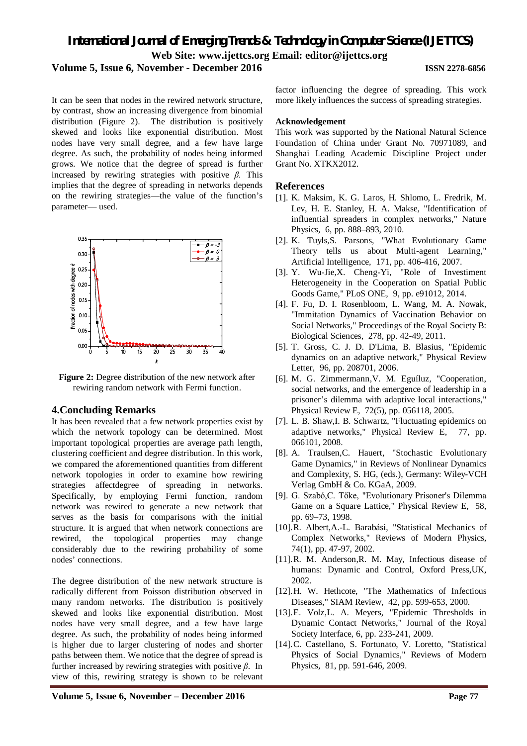It can be seen that nodes in the rewired network structure, by contrast, show an increasing divergence from binomial distribution (Figure 2). The distribution is positively skewed and looks like exponential distribution. Most nodes have very small degree, and a few have large degree. As such, the probability of nodes being informed grows. We notice that the degree of spread is further increased by rewiring strategies with positive $\beta$. This implies that the degree of spreading in networks depends on the rewiring strategies—the value of the function's parameter— used.

**Figure 2:** Degree distribution of the new network after rewiring random network with Fermi function.

## 4.Concluding Remarks

It has been revealed that a few network properties exist by which the network topology can be determined. Most important topological properties are average path length, clustering coefficient and degree distribution. In this work, we compared the aforementioned quantities from different network topologies in order to examine how rewiring strategies affectdegree of spreading in networks. Specifically, by employing Fermi function, random network was rewired to generate a new network that serves as the basis for comparisons with the initial structure. It is argued that when network connections are rewired, the topological properties may change considerably due to the rewiring probability of some nodes' connections.

The degree distribution of the new network structure is radically different from Poisson distribution observed in many random networks. The distribution is positively skewed and looks like exponential distribution. Most nodes have very small degree, and a few have large degree. As such, the probability of nodes being informed is higher due to larger clustering of nodes and shorter paths between them. We notice that the degree of spread is further increased by rewiring strategies with positive $\beta$. In view of this, rewiring strategy is shown to be relevant factor influencing the degree of spreading. This work more likely influences the success of spreading strategies.

### Acknowledgement

This work was supported by the National Natural Science Foundation of China under Grant No. 70971089, and Shanghai Leading Academic Discipline Project under Grant No. XTKX2012.

## References

[1]. K. Maksim, K. G. Laros, H. Shlomo, L. Fredrik, M. Lev, H. E. Stanley, H. A. Makse, "Identification of influential spreaders in complex networks," Nature Physics, 6, pp. 888–893, 2010.

[2]. K. Tuyls,S. Parsons, "What Evolutionary Game Theory tells us about Multi-agent Learning," Artificial Intelligence, 171, pp. 406-416, 2007.

[3]. Y. Wu-Jie,X. Cheng-Yi, "Role of Investiment Heterogeneity in the Cooperation on Spatial Public Goods Game," PLoS ONE, 9, pp. e91012, 2014.

[4]. F. Fu, D. I. Rosenbloom, L. Wang, M. A. Nowak, "Immitation Dynamics of Vaccination Behavior on Social Networks," Proceedings of the Royal Society B: Biological Sciences, 278, pp. 42-49, 2011.

[5]. T. Gross, C. J. D. D'Lima, B. Blasius, "Epidemic dynamics on an adaptive network," Physical Review Letter, 96, pp. 208701, 2006.

[6]. M. G. Zimmermann,V. M. Eguíluz, "Cooperation, social networks, and the emergence of leadership in a prisoner's dilemma with adaptive local interactions," Physical Review E, 72(5), pp. 056118, 2005.

[7]. L. B. Shaw,I. B. Schwartz, "Fluctuating epidemics on adaptive networks," Physical Review E, 77, pp. 066101, 2008.

[8]. A. Traulsen,C. Hauert, "Stochastic Evolutionary Game Dynamics," in Reviews of Nonlinear Dynamics and Complexity, S. HG, (eds.), Germany: Wiley-VCH Verlag GmbH & Co. KGaA, 2009.

[9]. G. Szabó,C. Tőke, "Evolutionary Prisoner's Dilemma Game on a Square Lattice," Physical Review E, 58, pp. 69–73, 1998.

[10]. R. Albert,A.-L. Barabási, "Statistical Mechanics of Complex Networks," Reviews of Modern Physics, 74(1), pp. 47-97, 2002.

[11]. R. M. Anderson,R. M. May, Infectious disease of humans: Dynamic and Control, Oxford Press,UK, 2002.

[12]. H. W. Hethcote, "The Mathematics of Infectious Diseases," SIAM Review, 42, pp. 599-653, 2000.

[13]. E. Volz,L. A. Meyers, "Epidemic Thresholds in Dynamic Contact Networks," Journal of the Royal Society Interface, 6, pp. 233-241, 2009.

[14]. C. Castellano, S. Fortunato, V. Loretto, "Statistical Physics of Social Dynamics," Reviews of Modern Physics, 81, pp. 591-646, 2009.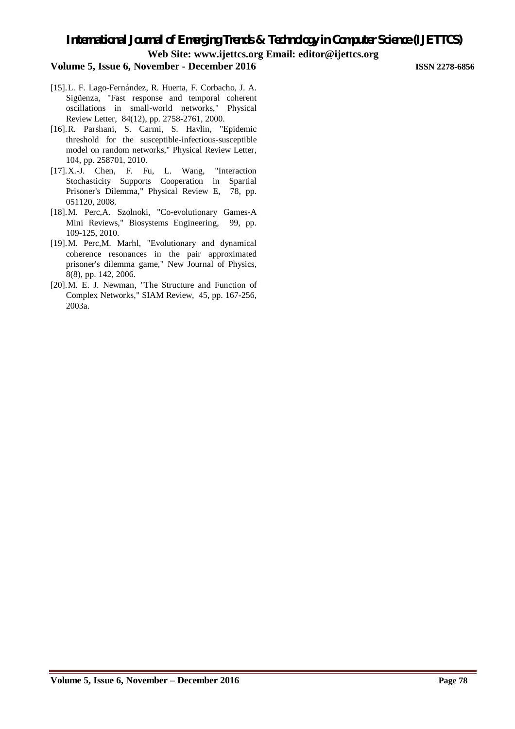[15].L. F. Lago-Fernández, R. Huerta, F. Corbacho, J. A. Sigüenza, "Fast response and temporal coherent oscillations in small-world networks," Physical Review Letter, 84(12), pp. 2758-2761, 2000.

[16].R. Parshani, S. Carmi, S. Havlin, "Epidemic threshold for the susceptible-infectious-susceptible model on random networks," Physical Review Letter, 104, pp. 258701, 2010.

[17].X.-J. Chen, F. Fu, L. Wang, "Interaction Stochasticity Supports Cooperation in Spartial Prisoner's Dilemma," Physical Review E, 78, pp. 051120, 2008.

[18].M. Perc,A. Szolnoki, "Co-evolutionary Games-A Mini Reviews," Biosystems Engineering, 99, pp. 109-125, 2010.

[19].M. Perc,M. Marhl, "Evolutionary and dynamical coherence resonances in the pair approximated prisoner's dilemma game," New Journal of Physics, 8(8), pp. 142, 2006.

[20].M. E. J. Newman, "The Structure and Function of Complex Networks," SIAM Review, 45, pp. 167-256, 2003a.